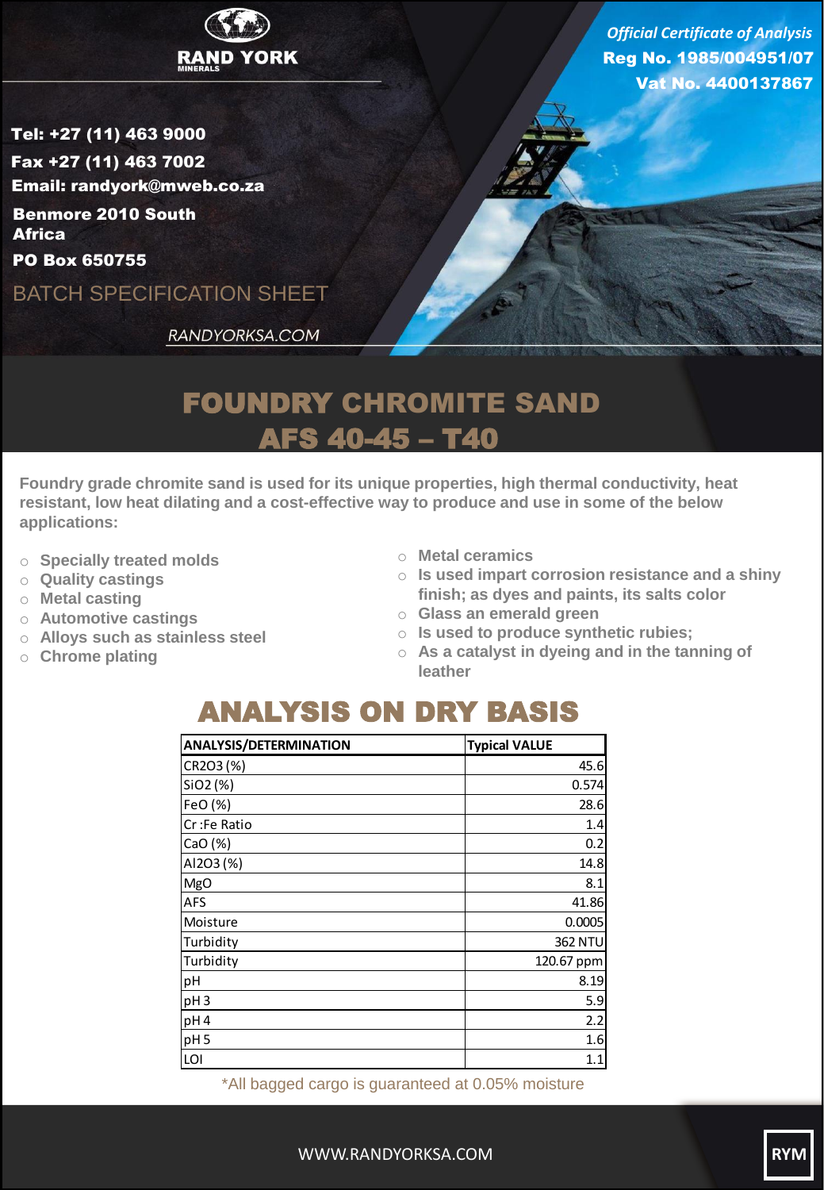RAND YORK MINERALS

*Official Certificate of Analysis*
**Reg No. 1985/004951/07**
**Vat No. 4400137867**

**Tel: +27 (11) 463 9000**
**Fax +27 (11) 463 7002**
**Email: randyork@mweb.co.za**
**Benmore 2010 South Africa**
**PO Box 650755**

BATCH SPECIFICATION SHEET

*RANDYORKSA.COM*

# FOUNDRY CHROMITE SAND AFS 40-45 – T40

**Foundry grade chromite sand is used for its unique properties, high thermal conductivity, heat resistant, low heat dilating and a cost-effective way to produce and use in some of the below applications:**

- Specially treated molds
- Quality castings
- Metal casting
- Automotive castings
- Alloys such as stainless steel
- Chrome plating
- Metal ceramics
- Is used impart corrosion resistance and a shiny finish; as dyes and paints, its salts color
- Glass an emerald green
- Is used to produce synthetic rubies;
- As a catalyst in dyeing and in the tanning of leather

## ANALYSIS ON DRY BASIS

| ANALYSIS/DETERMINATION | Typical VALUE |
|---|---|
| CR2O3 (%) | 45.6 |
| SiO2 (%) | 0.574 |
| FeO (%) | 28.6 |
| Cr :Fe Ratio | 1.4 |
| CaO (%) | 0.2 |
| Al2O3 (%) | 14.8 |
| MgO | 8.1 |
| AFS | 41.86 |
| Moisture | 0.0005 |
| Turbidity | 362 NTU |
| Turbidity | 120.67 ppm |
| pH | 8.19 |
| pH 3 | 5.9 |
| pH 4 | 2.2 |
| pH 5 | 1.6 |
| LOI | 1.1 |

*All bagged cargo is guaranteed at 0.05% moisture

WWW.RANDYORKSA.COM

RYM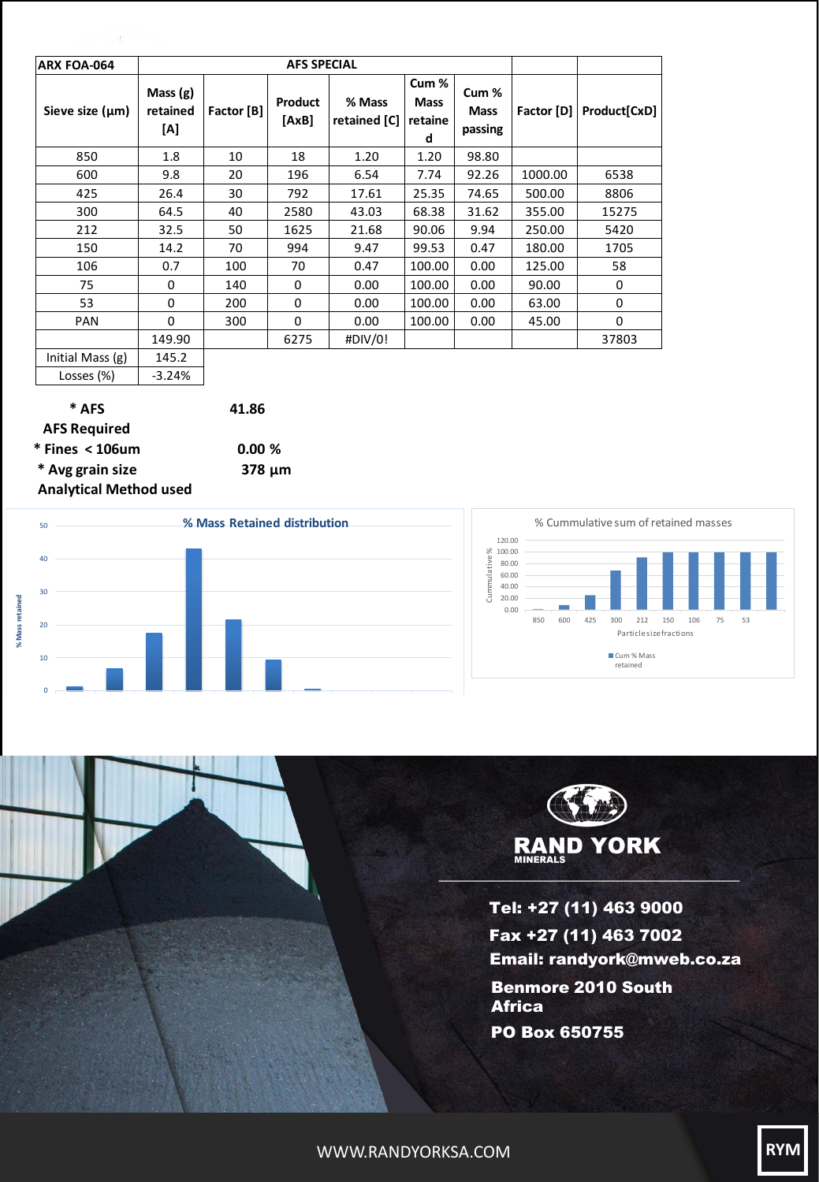| ARX FOA-064 | AFS SPECIAL | | | | | | | |
|---|---|---|---|---|---|---|---|---|
| Sieve size (µm) | Mass (g) retained [A] | Factor [B] | Product [AxB] | % Mass retained [C] | Cum % Mass retained | Cum % Mass passing | Factor [D] | Product[CxD] |
| 850 | 1.8 | 10 | 18 | 1.20 | 1.20 | 98.80 | | |
| 600 | 9.8 | 20 | 196 | 6.54 | 7.74 | 92.26 | 1000.00 | 6538 |
| 425 | 26.4 | 30 | 792 | 17.61 | 25.35 | 74.65 | 500.00 | 8806 |
| 300 | 64.5 | 40 | 2580 | 43.03 | 68.38 | 31.62 | 355.00 | 15275 |
| 212 | 32.5 | 50 | 1625 | 21.68 | 90.06 | 9.94 | 250.00 | 5420 |
| 150 | 14.2 | 70 | 994 | 9.47 | 99.53 | 0.47 | 180.00 | 1705 |
| 106 | 0.7 | 100 | 70 | 0.47 | 100.00 | 0.00 | 125.00 | 58 |
| 75 | 0 | 140 | 0 | 0.00 | 100.00 | 0.00 | 90.00 | 0 |
| 53 | 0 | 200 | 0 | 0.00 | 100.00 | 0.00 | 63.00 | 0 |
| PAN | 0 | 300 | 0 | 0.00 | 100.00 | 0.00 | 45.00 | 0 |
| | 149.90 | | 6275 | #DIV/0! | | | | 37803 |
| Initial Mass (g) | 145.2 | | | | | | | |
| Losses (%) | -3.24% | | | | | | | |

**\* AFS** 41.86

**AFS Required**

**\* Fines < 106um** 0.00 %

**\* Avg grain size** 378 µm

**Analytical Method used**

% Mass Retained distribution

% Mass retained

50
40
30
20
10
0

% Cummulative sum of retained masses

Cummulative %

120.00
100.00
80.00
60.00
40.00
20.00
0.00

850 600 425 300 212 150 106 75 53

Particle size fractions

Cum % Mass retained

**RAND YORK**
**MINERALS**

**Tel: +27 (11) 463 9000**

**Fax +27 (11) 463 7002**

**Email: randyork@mweb.co.za**

**Benmore 2010 South Africa**

**PO Box 650755**

WWW.RANDYORKSA.COM

**RYM**